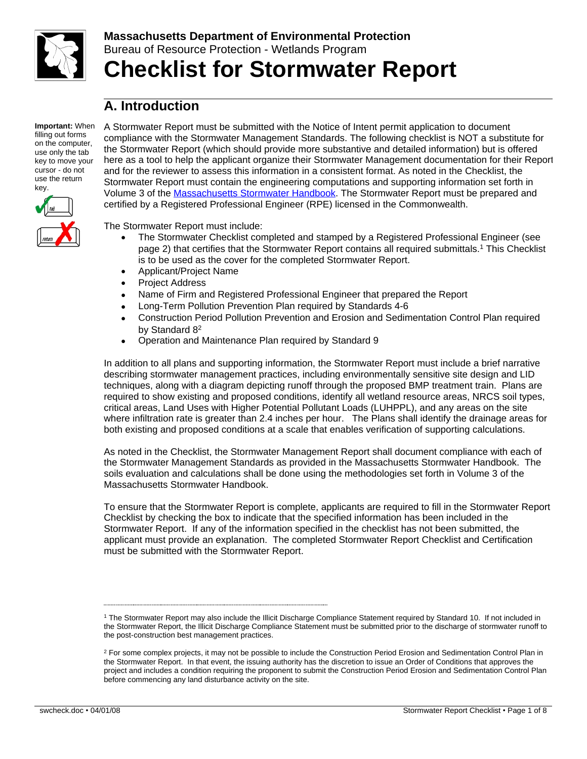**Massachusetts Department of Environmental Protection**
Bureau of Resource Protection - Wetlands Program

# Checklist for Stormwater Report

## A. Introduction

**Important:** When filling out forms on the computer, use only the tab key to move your cursor - do not use the return key.

A Stormwater Report must be submitted with the Notice of Intent permit application to document compliance with the Stormwater Management Standards. The following checklist is NOT a substitute for the Stormwater Report (which should provide more substantive and detailed information) but is offered here as a tool to help the applicant organize their Stormwater Management documentation for their Report and for the reviewer to assess this information in a consistent format. As noted in the Checklist, the Stormwater Report must contain the engineering computations and supporting information set forth in Volume 3 of the Massachusetts Stormwater Handbook. The Stormwater Report must be prepared and certified by a Registered Professional Engineer (RPE) licensed in the Commonwealth.

The Stormwater Report must include:

- The Stormwater Checklist completed and stamped by a Registered Professional Engineer (see page 2) that certifies that the Stormwater Report contains all required submittals.[1] This Checklist is to be used as the cover for the completed Stormwater Report.
- Applicant/Project Name
- Project Address
- Name of Firm and Registered Professional Engineer that prepared the Report
- Long-Term Pollution Prevention Plan required by Standards 4-6
- Construction Period Pollution Prevention and Erosion and Sedimentation Control Plan required by Standard 8[2]
- Operation and Maintenance Plan required by Standard 9

In addition to all plans and supporting information, the Stormwater Report must include a brief narrative describing stormwater management practices, including environmentally sensitive site design and LID techniques, along with a diagram depicting runoff through the proposed BMP treatment train. Plans are required to show existing and proposed conditions, identify all wetland resource areas, NRCS soil types, critical areas, Land Uses with Higher Potential Pollutant Loads (LUHPPL), and any areas on the site where infiltration rate is greater than 2.4 inches per hour. The Plans shall identify the drainage areas for both existing and proposed conditions at a scale that enables verification of supporting calculations.

As noted in the Checklist, the Stormwater Management Report shall document compliance with each of the Stormwater Management Standards as provided in the Massachusetts Stormwater Handbook. The soils evaluation and calculations shall be done using the methodologies set forth in Volume 3 of the Massachusetts Stormwater Handbook.

To ensure that the Stormwater Report is complete, applicants are required to fill in the Stormwater Report Checklist by checking the box to indicate that the specified information has been included in the Stormwater Report. If any of the information specified in the checklist has not been submitted, the applicant must provide an explanation. The completed Stormwater Report Checklist and Certification must be submitted with the Stormwater Report.

---

[1] The Stormwater Report may also include the Illicit Discharge Compliance Statement required by Standard 10. If not included in the Stormwater Report, the Illicit Discharge Compliance Statement must be submitted prior to the discharge of stormwater runoff to the post-construction best management practices.

[2] For some complex projects, it may not be possible to include the Construction Period Erosion and Sedimentation Control Plan in the Stormwater Report. In that event, the issuing authority has the discretion to issue an Order of Conditions that approves the project and includes a condition requiring the proponent to submit the Construction Period Erosion and Sedimentation Control Plan before commencing any land disturbance activity on the site.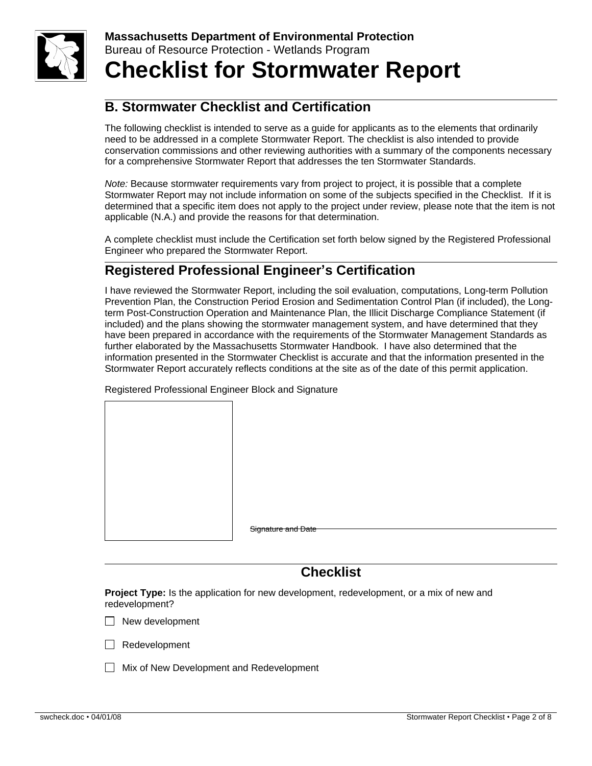**Massachusetts Department of Environmental Protection**
Bureau of Resource Protection - Wetlands Program

# Checklist for Stormwater Report

## B. Stormwater Checklist and Certification

The following checklist is intended to serve as a guide for applicants as to the elements that ordinarily need to be addressed in a complete Stormwater Report. The checklist is also intended to provide conservation commissions and other reviewing authorities with a summary of the components necessary for a comprehensive Stormwater Report that addresses the ten Stormwater Standards.

*Note:* Because stormwater requirements vary from project to project, it is possible that a complete Stormwater Report may not include information on some of the subjects specified in the Checklist. If it is determined that a specific item does not apply to the project under review, please note that the item is not applicable (N.A.) and provide the reasons for that determination.

A complete checklist must include the Certification set forth below signed by the Registered Professional Engineer who prepared the Stormwater Report.

## Registered Professional Engineer's Certification

I have reviewed the Stormwater Report, including the soil evaluation, computations, Long-term Pollution Prevention Plan, the Construction Period Erosion and Sedimentation Control Plan (if included), the Long-term Post-Construction Operation and Maintenance Plan, the Illicit Discharge Compliance Statement (if included) and the plans showing the stormwater management system, and have determined that they have been prepared in accordance with the requirements of the Stormwater Management Standards as further elaborated by the Massachusetts Stormwater Handbook. I have also determined that the information presented in the Stormwater Checklist is accurate and that the information presented in the Stormwater Report accurately reflects conditions at the site as of the date of this permit application.

Registered Professional Engineer Block and Signature

Signature and Date

## Checklist

**Project Type:** Is the application for new development, redevelopment, or a mix of new and redevelopment?

- ☐ New development
- ☐ Redevelopment
- ☐ Mix of New Development and Redevelopment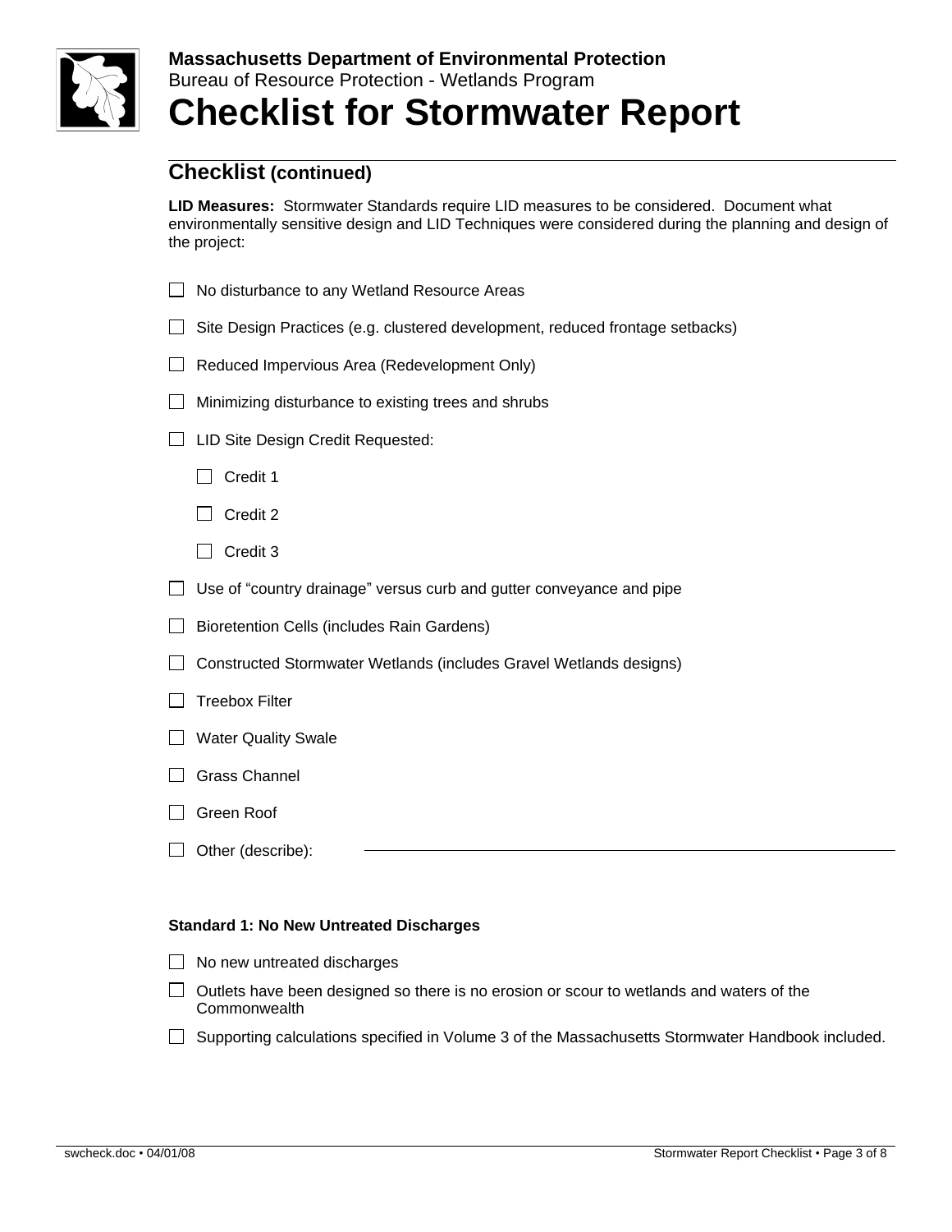**Massachusetts Department of Environmental Protection**
Bureau of Resource Protection - Wetlands Program

# Checklist for Stormwater Report

## Checklist (continued)

**LID Measures:** Stormwater Standards require LID measures to be considered. Document what environmentally sensitive design and LID Techniques were considered during the planning and design of the project:

- ☐ No disturbance to any Wetland Resource Areas
- ☐ Site Design Practices (e.g. clustered development, reduced frontage setbacks)
- ☐ Reduced Impervious Area (Redevelopment Only)
- ☐ Minimizing disturbance to existing trees and shrubs
- ☐ LID Site Design Credit Requested:
  - ☐ Credit 1
  - ☐ Credit 2
  - ☐ Credit 3
- ☐ Use of “country drainage” versus curb and gutter conveyance and pipe
- ☐ Bioretention Cells (includes Rain Gardens)
- ☐ Constructed Stormwater Wetlands (includes Gravel Wetlands designs)
- ☐ Treebox Filter
- ☐ Water Quality Swale
- ☐ Grass Channel
- ☐ Green Roof
- ☐ Other (describe): ____________________

**Standard 1: No New Untreated Discharges**

- ☐ No new untreated discharges
- ☐ Outlets have been designed so there is no erosion or scour to wetlands and waters of the Commonwealth
- ☐ Supporting calculations specified in Volume 3 of the Massachusetts Stormwater Handbook included.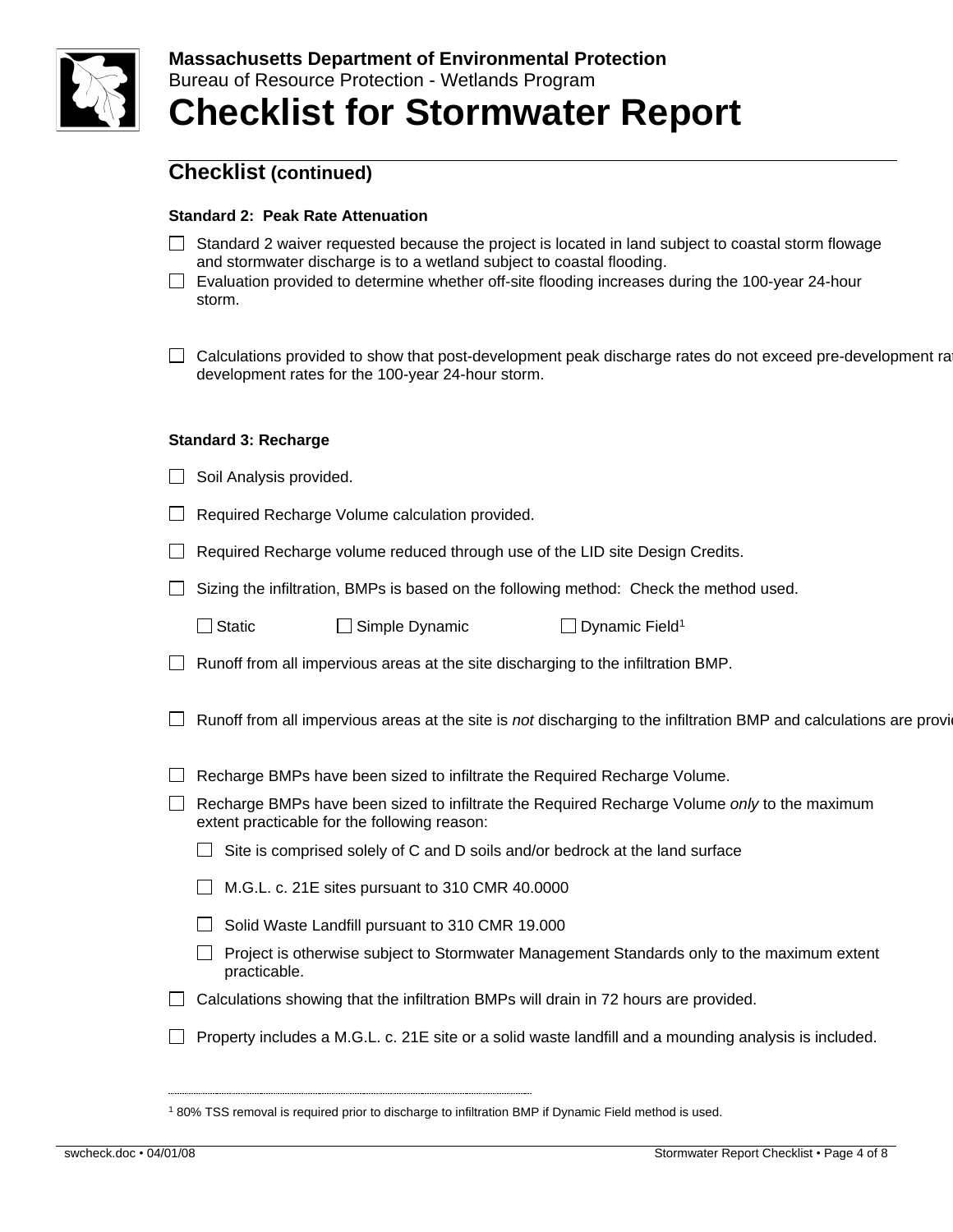## Checklist (continued)

**Standard 2: Peak Rate Attenuation**

- ☐ Standard 2 waiver requested because the project is located in land subject to coastal storm flowage and stormwater discharge is to a wetland subject to coastal flooding.
- ☐ Evaluation provided to determine whether off-site flooding increases during the 100-year 24-hour storm.
- ☐ Calculations provided to show that post-development peak discharge rates do not exceed pre-development ra development rates for the 100-year 24-hour storm.

**Standard 3: Recharge**

- ☐ Soil Analysis provided.
- ☐ Required Recharge Volume calculation provided.
- ☐ Required Recharge volume reduced through use of the LID site Design Credits.
- ☐ Sizing the infiltration, BMPs is based on the following method: Check the method used.

  ☐ Static ☐ Simple Dynamic ☐ Dynamic Field[1]

- ☐ Runoff from all impervious areas at the site discharging to the infiltration BMP.
- ☐ Runoff from all impervious areas at the site is *not* discharging to the infiltration BMP and calculations are provi
- ☐ Recharge BMPs have been sized to infiltrate the Required Recharge Volume.
- ☐ Recharge BMPs have been sized to infiltrate the Required Recharge Volume *only* to the maximum extent practicable for the following reason:
  - ☐ Site is comprised solely of C and D soils and/or bedrock at the land surface
  - ☐ M.G.L. c. 21E sites pursuant to 310 CMR 40.0000
  - ☐ Solid Waste Landfill pursuant to 310 CMR 19.000
  - ☐ Project is otherwise subject to Stormwater Management Standards only to the maximum extent practicable.
- ☐ Calculations showing that the infiltration BMPs will drain in 72 hours are provided.
- ☐ Property includes a M.G.L. c. 21E site or a solid waste landfill and a mounding analysis is included.

---

[1] 80% TSS removal is required prior to discharge to infiltration BMP if Dynamic Field method is used.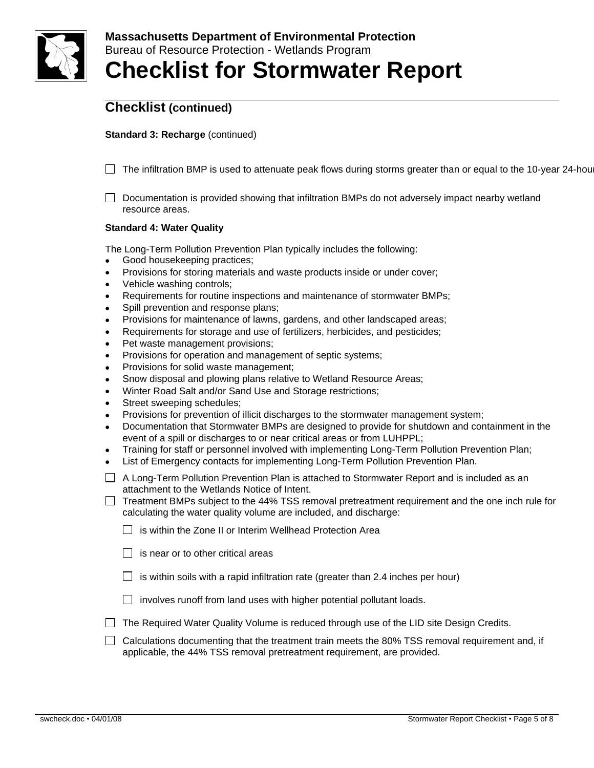**Massachusetts Department of Environmental Protection**
Bureau of Resource Protection - Wetlands Program

# Checklist for Stormwater Report

## Checklist (continued)

**Standard 3: Recharge** (continued)

☐ The infiltration BMP is used to attenuate peak flows during storms greater than or equal to the 10-year 24-hour

☐ Documentation is provided showing that infiltration BMPs do not adversely impact nearby wetland resource areas.

**Standard 4: Water Quality**

The Long-Term Pollution Prevention Plan typically includes the following:

- Good housekeeping practices;
- Provisions for storing materials and waste products inside or under cover;
- Vehicle washing controls;
- Requirements for routine inspections and maintenance of stormwater BMPs;
- Spill prevention and response plans;
- Provisions for maintenance of lawns, gardens, and other landscaped areas;
- Requirements for storage and use of fertilizers, herbicides, and pesticides;
- Pet waste management provisions;
- Provisions for operation and management of septic systems;
- Provisions for solid waste management;
- Snow disposal and plowing plans relative to Wetland Resource Areas;
- Winter Road Salt and/or Sand Use and Storage restrictions;
- Street sweeping schedules;
- Provisions for prevention of illicit discharges to the stormwater management system;
- Documentation that Stormwater BMPs are designed to provide for shutdown and containment in the event of a spill or discharges to or near critical areas or from LUHPPL;
- Training for staff or personnel involved with implementing Long-Term Pollution Prevention Plan;
- List of Emergency contacts for implementing Long-Term Pollution Prevention Plan.

☐ A Long-Term Pollution Prevention Plan is attached to Stormwater Report and is included as an attachment to the Wetlands Notice of Intent.

☐ Treatment BMPs subject to the 44% TSS removal pretreatment requirement and the one inch rule for calculating the water quality volume are included, and discharge:

- ☐ is within the Zone II or Interim Wellhead Protection Area
- ☐ is near or to other critical areas
- ☐ is within soils with a rapid infiltration rate (greater than 2.4 inches per hour)
- ☐ involves runoff from land uses with higher potential pollutant loads.

☐ The Required Water Quality Volume is reduced through use of the LID site Design Credits.

☐ Calculations documenting that the treatment train meets the 80% TSS removal requirement and, if applicable, the 44% TSS removal pretreatment requirement, are provided.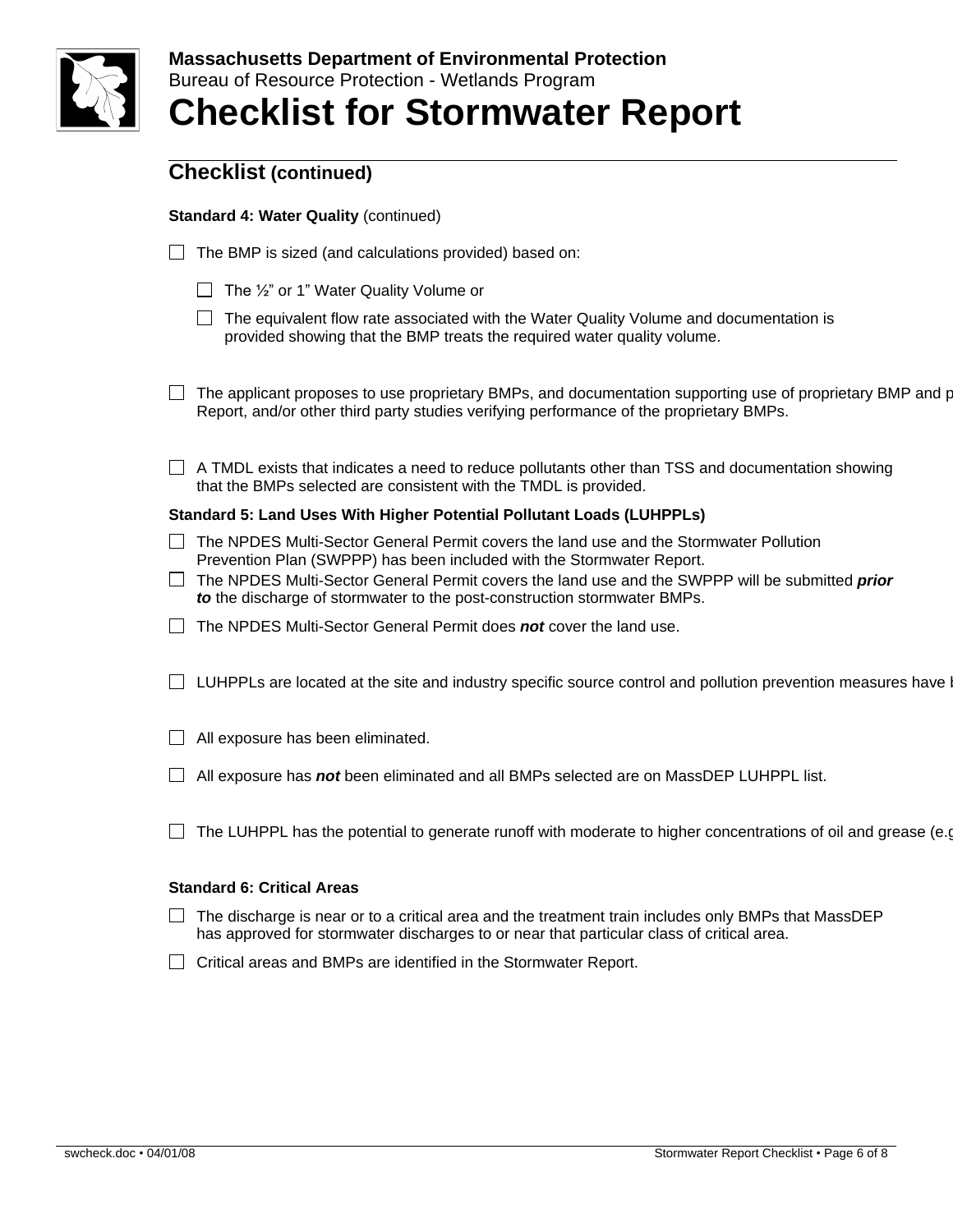## Checklist (continued)

**Standard 4: Water Quality** (continued)

☐ The BMP is sized (and calculations provided) based on:

  ☐ The ½" or 1" Water Quality Volume or

  ☐ The equivalent flow rate associated with the Water Quality Volume and documentation is provided showing that the BMP treats the required water quality volume.

☐ The applicant proposes to use proprietary BMPs, and documentation supporting use of proprietary BMP and p Report, and/or other third party studies verifying performance of the proprietary BMPs.

☐ A TMDL exists that indicates a need to reduce pollutants other than TSS and documentation showing that the BMPs selected are consistent with the TMDL is provided.

**Standard 5: Land Uses With Higher Potential Pollutant Loads (LUHPPLs)**

☐ The NPDES Multi-Sector General Permit covers the land use and the Stormwater Pollution Prevention Plan (SWPPP) has been included with the Stormwater Report.

☐ The NPDES Multi-Sector General Permit covers the land use and the SWPPP will be submitted ***prior to*** the discharge of stormwater to the post-construction stormwater BMPs.

☐ The NPDES Multi-Sector General Permit does ***not*** cover the land use.

☐ LUHPPLs are located at the site and industry specific source control and pollution prevention measures have b

☐ All exposure has been eliminated.

☐ All exposure has ***not*** been eliminated and all BMPs selected are on MassDEP LUHPPL list.

☐ The LUHPPL has the potential to generate runoff with moderate to higher concentrations of oil and grease (e.g

**Standard 6: Critical Areas**

☐ The discharge is near or to a critical area and the treatment train includes only BMPs that MassDEP has approved for stormwater discharges to or near that particular class of critical area.

☐ Critical areas and BMPs are identified in the Stormwater Report.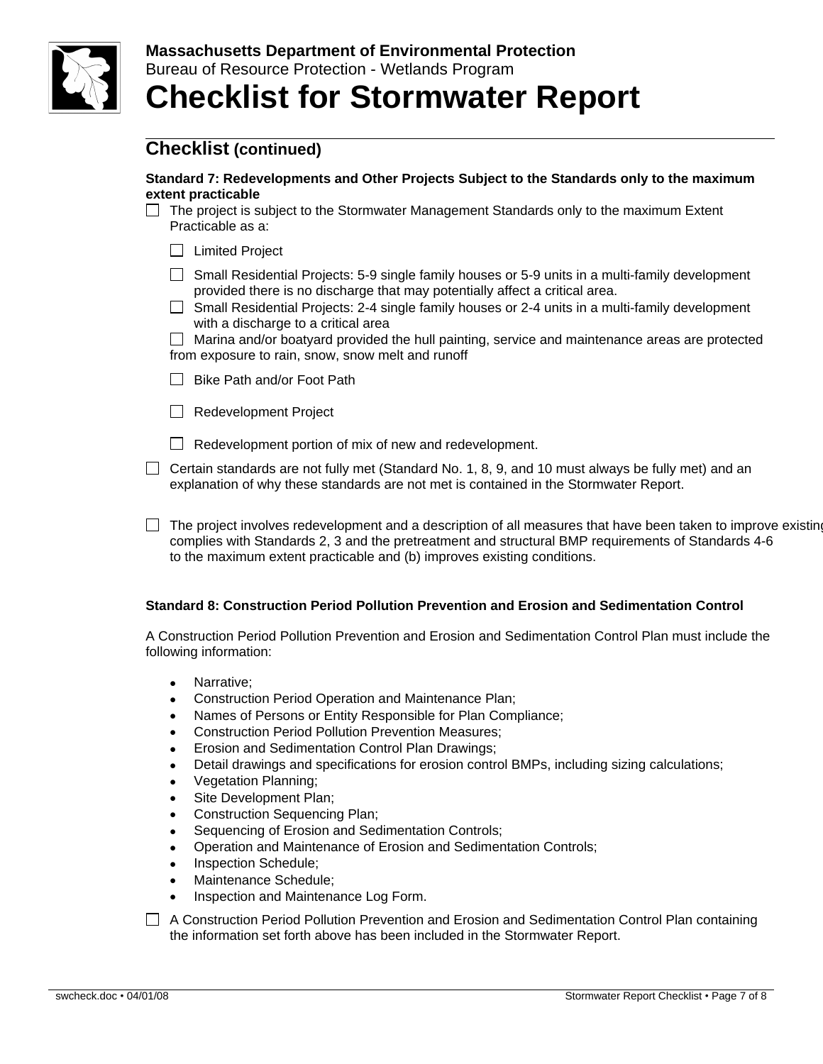Massachusetts Department of Environmental Protection
Bureau of Resource Protection - Wetlands Program

# Checklist for Stormwater Report

## Checklist (continued)

**Standard 7: Redevelopments and Other Projects Subject to the Standards only to the maximum extent practicable**

☐ The project is subject to the Stormwater Management Standards only to the maximum Extent Practicable as a:

- ☐ Limited Project
- ☐ Small Residential Projects: 5-9 single family houses or 5-9 units in a multi-family development provided there is no discharge that may potentially affect a critical area.
- ☐ Small Residential Projects: 2-4 single family houses or 2-4 units in a multi-family development with a discharge to a critical area
- ☐ Marina and/or boatyard provided the hull painting, service and maintenance areas are protected from exposure to rain, snow, snow melt and runoff
- ☐ Bike Path and/or Foot Path
- ☐ Redevelopment Project
- ☐ Redevelopment portion of mix of new and redevelopment.

☐ Certain standards are not fully met (Standard No. 1, 8, 9, and 10 must always be fully met) and an explanation of why these standards are not met is contained in the Stormwater Report.

☐ The project involves redevelopment and a description of all measures that have been taken to improve existing complies with Standards 2, 3 and the pretreatment and structural BMP requirements of Standards 4-6 to the maximum extent practicable and (b) improves existing conditions.

**Standard 8: Construction Period Pollution Prevention and Erosion and Sedimentation Control**

A Construction Period Pollution Prevention and Erosion and Sedimentation Control Plan must include the following information:

- Narrative;
- Construction Period Operation and Maintenance Plan;
- Names of Persons or Entity Responsible for Plan Compliance;
- Construction Period Pollution Prevention Measures;
- Erosion and Sedimentation Control Plan Drawings;
- Detail drawings and specifications for erosion control BMPs, including sizing calculations;
- Vegetation Planning;
- Site Development Plan;
- Construction Sequencing Plan;
- Sequencing of Erosion and Sedimentation Controls;
- Operation and Maintenance of Erosion and Sedimentation Controls;
- Inspection Schedule;
- Maintenance Schedule;
- Inspection and Maintenance Log Form.

☐ A Construction Period Pollution Prevention and Erosion and Sedimentation Control Plan containing the information set forth above has been included in the Stormwater Report.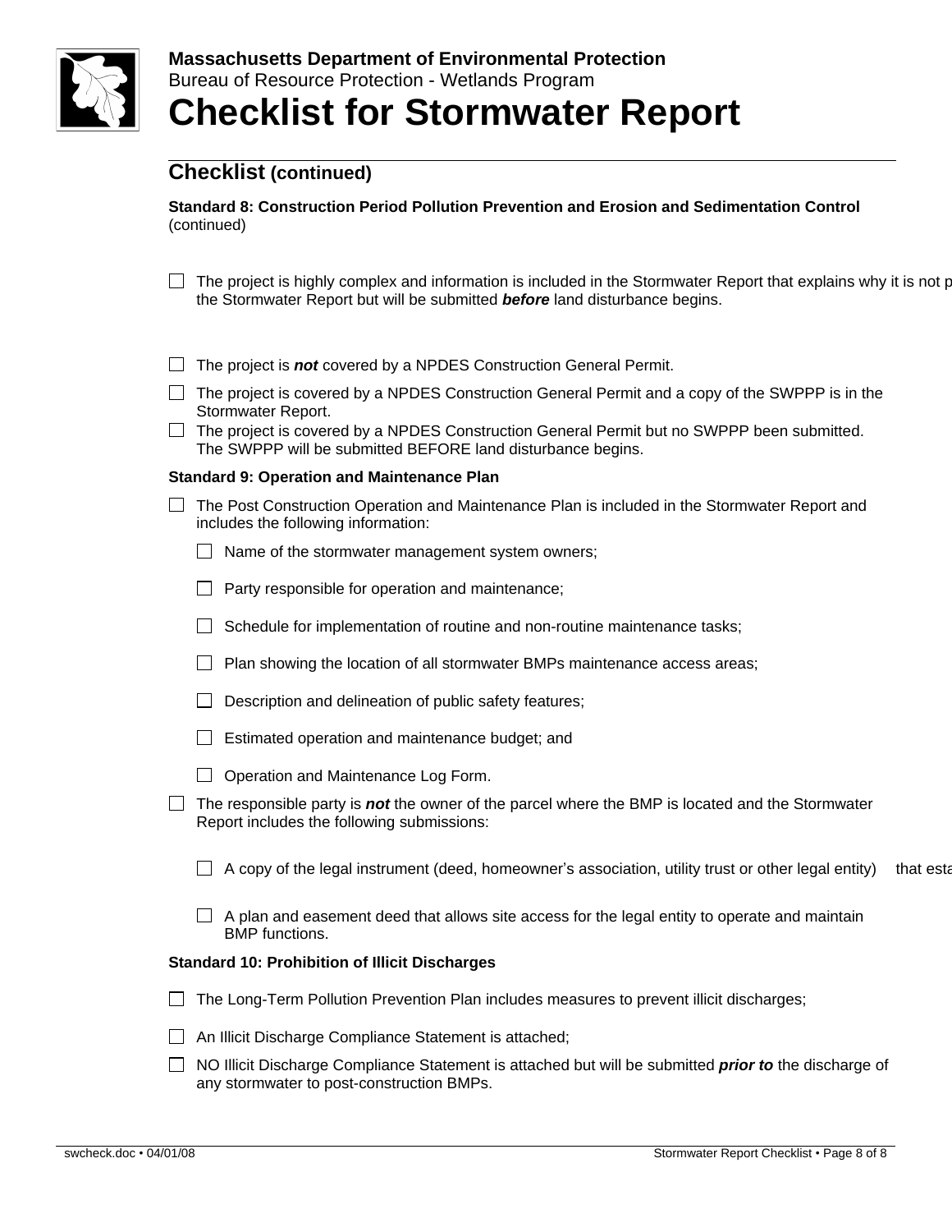## Checklist (continued)

**Standard 8: Construction Period Pollution Prevention and Erosion and Sedimentation Control** (continued)

- ☐ The project is highly complex and information is included in the Stormwater Report that explains why it is not p the Stormwater Report but will be submitted ***before*** land disturbance begins.

- ☐ The project is ***not*** covered by a NPDES Construction General Permit.
- ☐ The project is covered by a NPDES Construction General Permit and a copy of the SWPPP is in the Stormwater Report.
- ☐ The project is covered by a NPDES Construction General Permit but no SWPPP been submitted. The SWPPP will be submitted BEFORE land disturbance begins.

**Standard 9: Operation and Maintenance Plan**

- ☐ The Post Construction Operation and Maintenance Plan is included in the Stormwater Report and includes the following information:
  - ☐ Name of the stormwater management system owners;
  - ☐ Party responsible for operation and maintenance;
  - ☐ Schedule for implementation of routine and non-routine maintenance tasks;
  - ☐ Plan showing the location of all stormwater BMPs maintenance access areas;
  - ☐ Description and delineation of public safety features;
  - ☐ Estimated operation and maintenance budget; and
  - ☐ Operation and Maintenance Log Form.
- ☐ The responsible party is ***not*** the owner of the parcel where the BMP is located and the Stormwater Report includes the following submissions:
  - ☐ A copy of the legal instrument (deed, homeowner's association, utility trust or other legal entity) that esta
  - ☐ A plan and easement deed that allows site access for the legal entity to operate and maintain BMP functions.

**Standard 10: Prohibition of Illicit Discharges**

- ☐ The Long-Term Pollution Prevention Plan includes measures to prevent illicit discharges;
- ☐ An Illicit Discharge Compliance Statement is attached;
- ☐ NO Illicit Discharge Compliance Statement is attached but will be submitted ***prior to*** the discharge of any stormwater to post-construction BMPs.